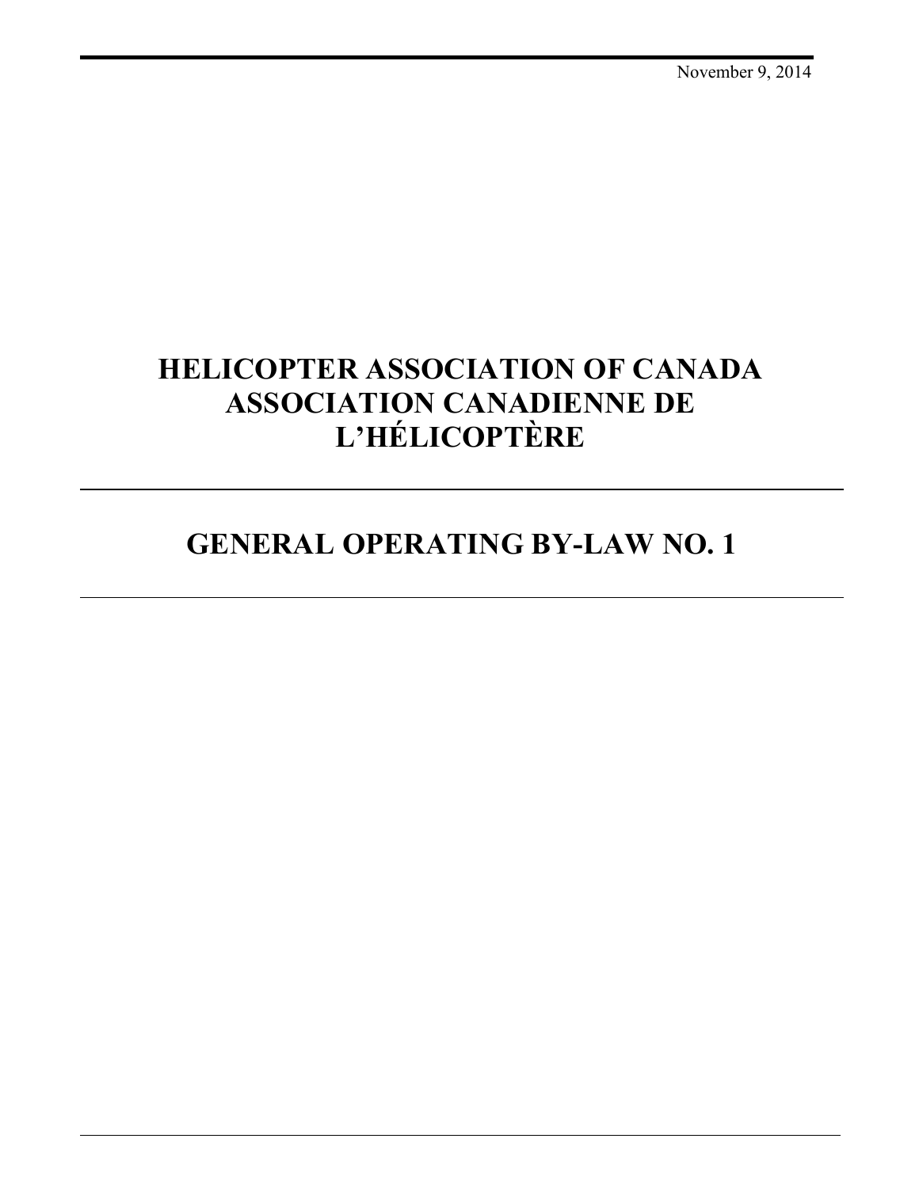November 9, 2014

# HELICOPTER ASSOCIATION OF CANADA ASSOCIATION CANADIENNE DE L'HÉLICOPTÈRE

# GENERAL OPERATING BY-LAW NO. 1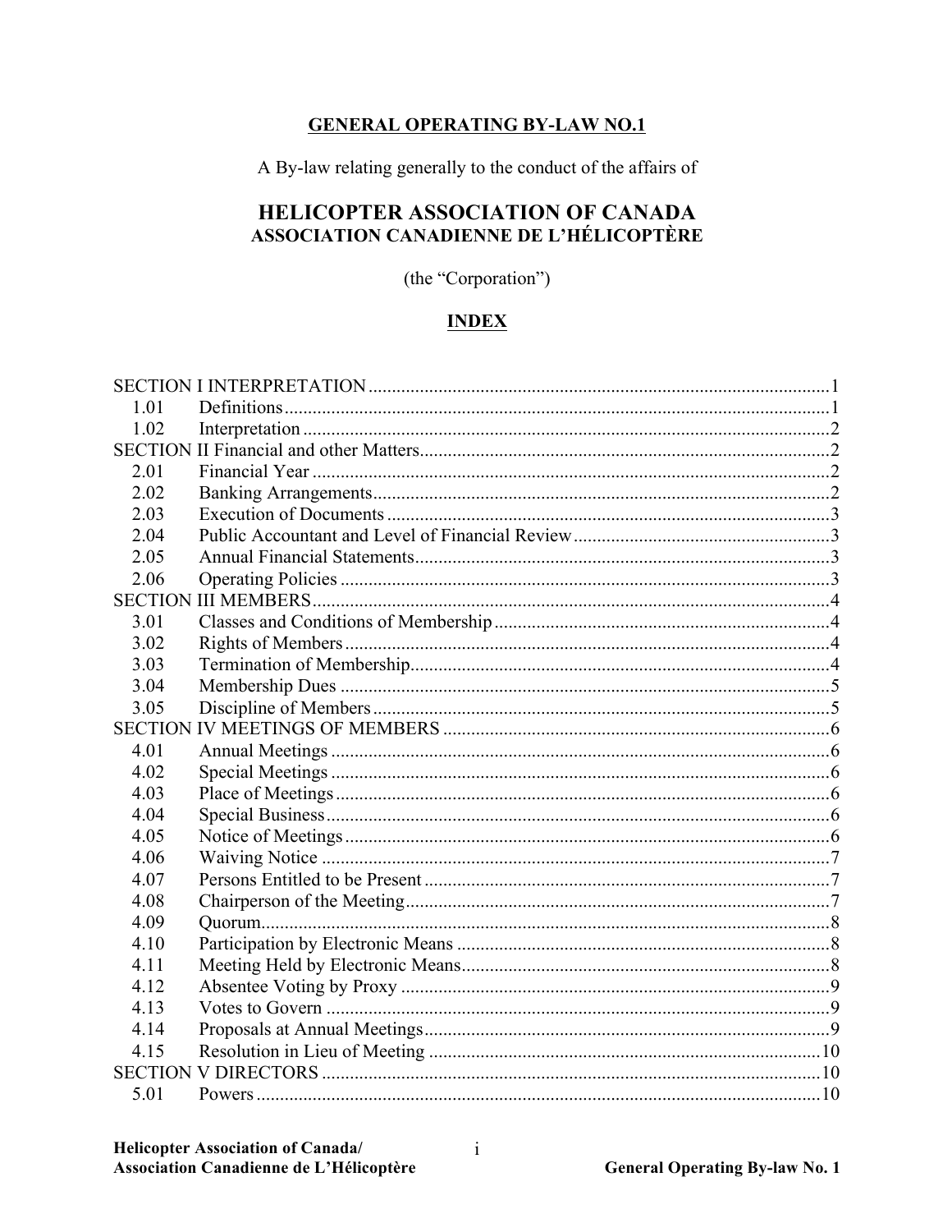**GENERAL OPERATING BY-LAW NO.1**

A By-law relating generally to the conduct of the affairs of

# HELICOPTER ASSOCIATION OF CANADA
## ASSOCIATION CANADIENNE DE L'HÉLICOPTÈRE

(the "Corporation")

**INDEX**

| | | |
|---|---|---|
| SECTION I INTERPRETATION | | 1 |
| 1.01 | Definitions | 1 |
| 1.02 | Interpretation | 2 |
| SECTION II Financial and other Matters | | 2 |
| 2.01 | Financial Year | 2 |
| 2.02 | Banking Arrangements | 2 |
| 2.03 | Execution of Documents | 3 |
| 2.04 | Public Accountant and Level of Financial Review | 3 |
| 2.05 | Annual Financial Statements | 3 |
| 2.06 | Operating Policies | 3 |
| SECTION III MEMBERS | | 4 |
| 3.01 | Classes and Conditions of Membership | 4 |
| 3.02 | Rights of Members | 4 |
| 3.03 | Termination of Membership | 4 |
| 3.04 | Membership Dues | 5 |
| 3.05 | Discipline of Members | 5 |
| SECTION IV MEETINGS OF MEMBERS | | 6 |
| 4.01 | Annual Meetings | 6 |
| 4.02 | Special Meetings | 6 |
| 4.03 | Place of Meetings | 6 |
| 4.04 | Special Business | 6 |
| 4.05 | Notice of Meetings | 6 |
| 4.06 | Waiving Notice | 7 |
| 4.07 | Persons Entitled to be Present | 7 |
| 4.08 | Chairperson of the Meeting | 7 |
| 4.09 | Quorum | 8 |
| 4.10 | Participation by Electronic Means | 8 |
| 4.11 | Meeting Held by Electronic Means | 8 |
| 4.12 | Absentee Voting by Proxy | 9 |
| 4.13 | Votes to Govern | 9 |
| 4.14 | Proposals at Annual Meetings | 9 |
| 4.15 | Resolution in Lieu of Meeting | 10 |
| SECTION V DIRECTORS | | 10 |
| 5.01 | Powers | 10 |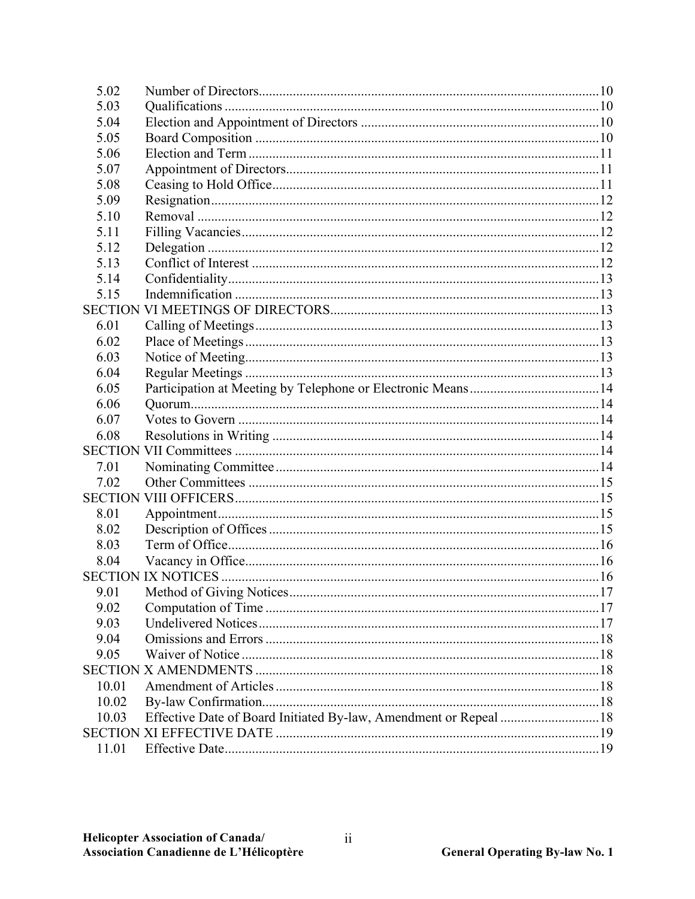| | | |
|---|---|---|
| 5.02 | Number of Directors | 10 |
| 5.03 | Qualifications | 10 |
| 5.04 | Election and Appointment of Directors | 10 |
| 5.05 | Board Composition | 10 |
| 5.06 | Election and Term | 11 |
| 5.07 | Appointment of Directors | 11 |
| 5.08 | Ceasing to Hold Office | 11 |
| 5.09 | Resignation | 12 |
| 5.10 | Removal | 12 |
| 5.11 | Filling Vacancies | 12 |
| 5.12 | Delegation | 12 |
| 5.13 | Conflict of Interest | 12 |
| 5.14 | Confidentiality | 13 |
| 5.15 | Indemnification | 13 |
| SECTION VI MEETINGS OF DIRECTORS | | 13 |
| 6.01 | Calling of Meetings | 13 |
| 6.02 | Place of Meetings | 13 |
| 6.03 | Notice of Meeting | 13 |
| 6.04 | Regular Meetings | 13 |
| 6.05 | Participation at Meeting by Telephone or Electronic Means | 14 |
| 6.06 | Quorum | 14 |
| 6.07 | Votes to Govern | 14 |
| 6.08 | Resolutions in Writing | 14 |
| SECTION VII Committees | | 14 |
| 7.01 | Nominating Committee | 14 |
| 7.02 | Other Committees | 15 |
| SECTION VIII OFFICERS | | 15 |
| 8.01 | Appointment | 15 |
| 8.02 | Description of Offices | 15 |
| 8.03 | Term of Office | 16 |
| 8.04 | Vacancy in Office | 16 |
| SECTION IX NOTICES | | 16 |
| 9.01 | Method of Giving Notices | 17 |
| 9.02 | Computation of Time | 17 |
| 9.03 | Undelivered Notices | 17 |
| 9.04 | Omissions and Errors | 18 |
| 9.05 | Waiver of Notice | 18 |
| SECTION X AMENDMENTS | | 18 |
| 10.01 | Amendment of Articles | 18 |
| 10.02 | By-law Confirmation | 18 |
| 10.03 | Effective Date of Board Initiated By-law, Amendment or Repeal | 18 |
| SECTION XI EFFECTIVE DATE | | 19 |
| 11.01 | Effective Date | 19 |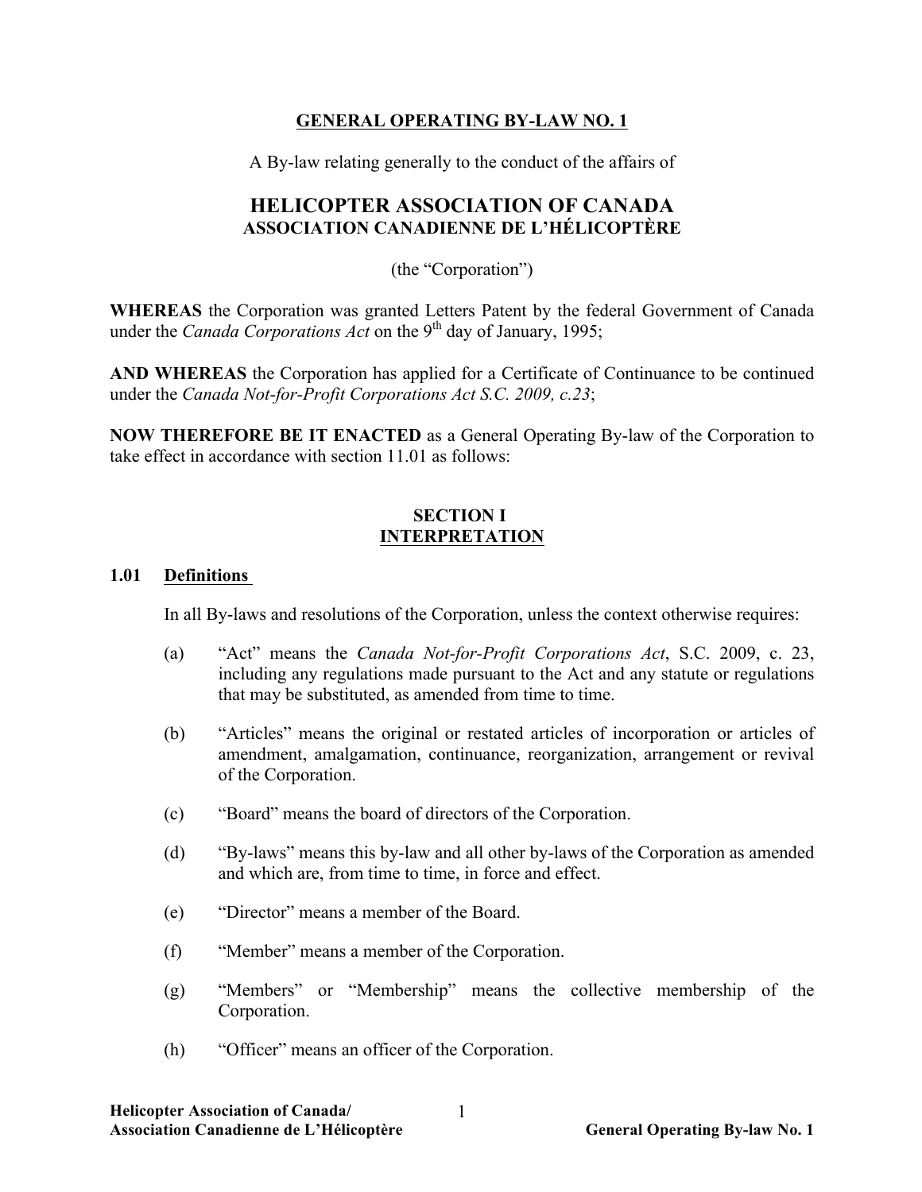**GENERAL OPERATING BY-LAW NO. 1**

A By-law relating generally to the conduct of the affairs of

# HELICOPTER ASSOCIATION OF CANADA
## ASSOCIATION CANADIENNE DE L'HÉLICOPTÈRE

(the "Corporation")

**WHEREAS** the Corporation was granted Letters Patent by the federal Government of Canada under the *Canada Corporations Act* on the 9th day of January, 1995;

**AND WHEREAS** the Corporation has applied for a Certificate of Continuance to be continued under the *Canada Not-for-Profit Corporations Act S.C. 2009, c.23*;

**NOW THEREFORE BE IT ENACTED** as a General Operating By-law of the Corporation to take effect in accordance with section 11.01 as follows:

### SECTION I
### INTERPRETATION

**1.01 Definitions**

In all By-laws and resolutions of the Corporation, unless the context otherwise requires:

(a) "Act" means the *Canada Not-for-Profit Corporations Act*, S.C. 2009, c. 23, including any regulations made pursuant to the Act and any statute or regulations that may be substituted, as amended from time to time.

(b) "Articles" means the original or restated articles of incorporation or articles of amendment, amalgamation, continuance, reorganization, arrangement or revival of the Corporation.

(c) "Board" means the board of directors of the Corporation.

(d) "By-laws" means this by-law and all other by-laws of the Corporation as amended and which are, from time to time, in force and effect.

(e) "Director" means a member of the Board.

(f) "Member" means a member of the Corporation.

(g) "Members" or "Membership" means the collective membership of the Corporation.

(h) "Officer" means an officer of the Corporation.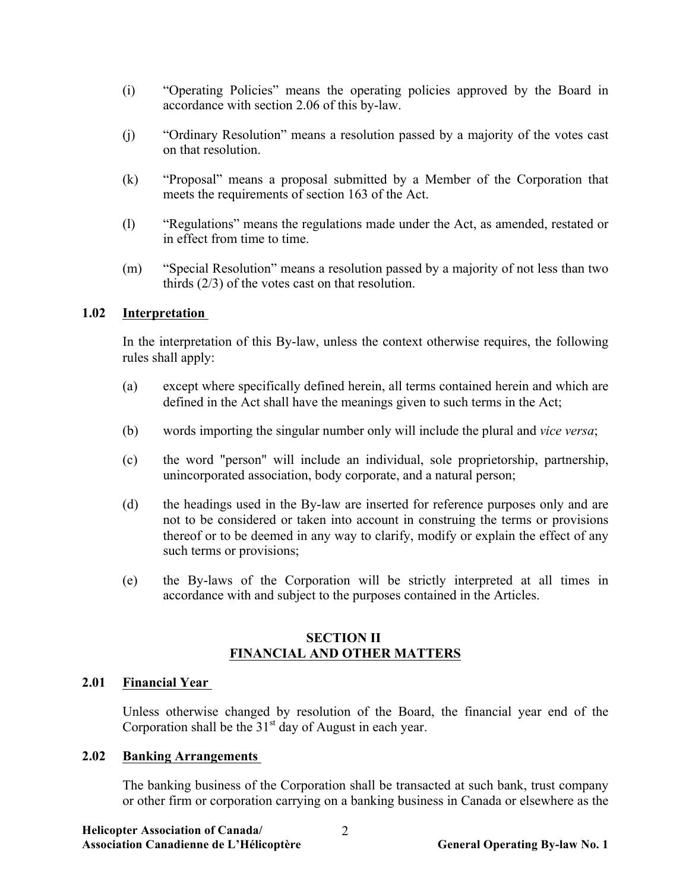(i) "Operating Policies" means the operating policies approved by the Board in accordance with section 2.06 of this by-law.

(j) "Ordinary Resolution" means a resolution passed by a majority of the votes cast on that resolution.

(k) "Proposal" means a proposal submitted by a Member of the Corporation that meets the requirements of section 163 of the Act.

(l) "Regulations" means the regulations made under the Act, as amended, restated or in effect from time to time.

(m) "Special Resolution" means a resolution passed by a majority of not less than two thirds (2/3) of the votes cast on that resolution.

### 1.02 Interpretation

In the interpretation of this By-law, unless the context otherwise requires, the following rules shall apply:

(a) except where specifically defined herein, all terms contained herein and which are defined in the Act shall have the meanings given to such terms in the Act;

(b) words importing the singular number only will include the plural and *vice versa*;

(c) the word "person" will include an individual, sole proprietorship, partnership, unincorporated association, body corporate, and a natural person;

(d) the headings used in the By-law are inserted for reference purposes only and are not to be considered or taken into account in construing the terms or provisions thereof or to be deemed in any way to clarify, modify or explain the effect of any such terms or provisions;

(e) the By-laws of the Corporation will be strictly interpreted at all times in accordance with and subject to the purposes contained in the Articles.

## SECTION II
## FINANCIAL AND OTHER MATTERS

### 2.01 Financial Year

Unless otherwise changed by resolution of the Board, the financial year end of the Corporation shall be the 31st day of August in each year.

### 2.02 Banking Arrangements

The banking business of the Corporation shall be transacted at such bank, trust company or other firm or corporation carrying on a banking business in Canada or elsewhere as the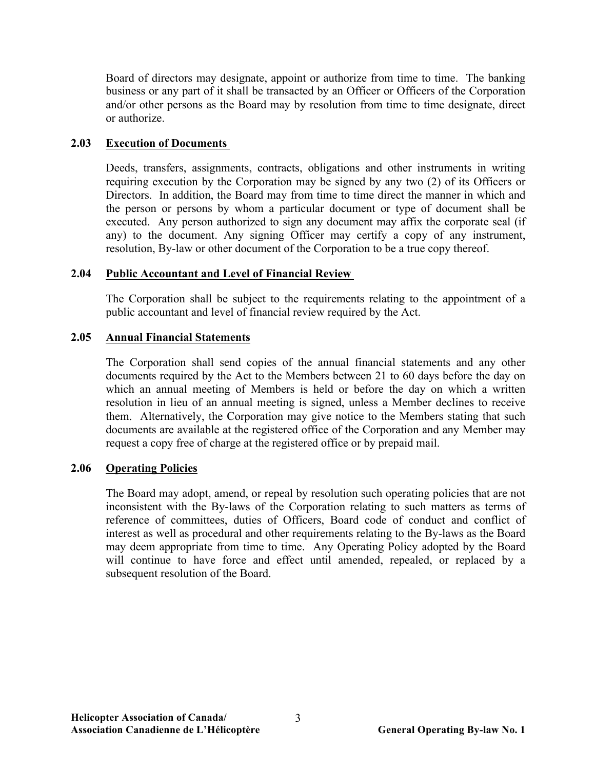Board of directors may designate, appoint or authorize from time to time. The banking business or any part of it shall be transacted by an Officer or Officers of the Corporation and/or other persons as the Board may by resolution from time to time designate, direct or authorize.

### 2.03 Execution of Documents

Deeds, transfers, assignments, contracts, obligations and other instruments in writing requiring execution by the Corporation may be signed by any two (2) of its Officers or Directors. In addition, the Board may from time to time direct the manner in which and the person or persons by whom a particular document or type of document shall be executed. Any person authorized to sign any document may affix the corporate seal (if any) to the document. Any signing Officer may certify a copy of any instrument, resolution, By-law or other document of the Corporation to be a true copy thereof.

### 2.04 Public Accountant and Level of Financial Review

The Corporation shall be subject to the requirements relating to the appointment of a public accountant and level of financial review required by the Act.

### 2.05 Annual Financial Statements

The Corporation shall send copies of the annual financial statements and any other documents required by the Act to the Members between 21 to 60 days before the day on which an annual meeting of Members is held or before the day on which a written resolution in lieu of an annual meeting is signed, unless a Member declines to receive them. Alternatively, the Corporation may give notice to the Members stating that such documents are available at the registered office of the Corporation and any Member may request a copy free of charge at the registered office or by prepaid mail.

### 2.06 Operating Policies

The Board may adopt, amend, or repeal by resolution such operating policies that are not inconsistent with the By-laws of the Corporation relating to such matters as terms of reference of committees, duties of Officers, Board code of conduct and conflict of interest as well as procedural and other requirements relating to the By-laws as the Board may deem appropriate from time to time. Any Operating Policy adopted by the Board will continue to have force and effect until amended, repealed, or replaced by a subsequent resolution of the Board.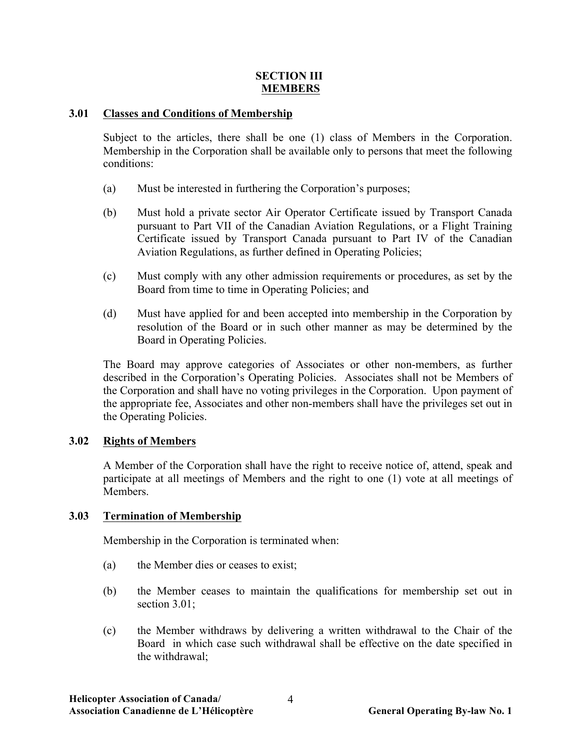## SECTION III
## MEMBERS

### 3.01 Classes and Conditions of Membership

Subject to the articles, there shall be one (1) class of Members in the Corporation. Membership in the Corporation shall be available only to persons that meet the following conditions:

(a) Must be interested in furthering the Corporation's purposes;

(b) Must hold a private sector Air Operator Certificate issued by Transport Canada pursuant to Part VII of the Canadian Aviation Regulations, or a Flight Training Certificate issued by Transport Canada pursuant to Part IV of the Canadian Aviation Regulations, as further defined in Operating Policies;

(c) Must comply with any other admission requirements or procedures, as set by the Board from time to time in Operating Policies; and

(d) Must have applied for and been accepted into membership in the Corporation by resolution of the Board or in such other manner as may be determined by the Board in Operating Policies.

The Board may approve categories of Associates or other non-members, as further described in the Corporation's Operating Policies. Associates shall not be Members of the Corporation and shall have no voting privileges in the Corporation. Upon payment of the appropriate fee, Associates and other non-members shall have the privileges set out in the Operating Policies.

### 3.02 Rights of Members

A Member of the Corporation shall have the right to receive notice of, attend, speak and participate at all meetings of Members and the right to one (1) vote at all meetings of Members.

### 3.03 Termination of Membership

Membership in the Corporation is terminated when:

(a) the Member dies or ceases to exist;

(b) the Member ceases to maintain the qualifications for membership set out in section 3.01;

(c) the Member withdraws by delivering a written withdrawal to the Chair of the Board in which case such withdrawal shall be effective on the date specified in the withdrawal;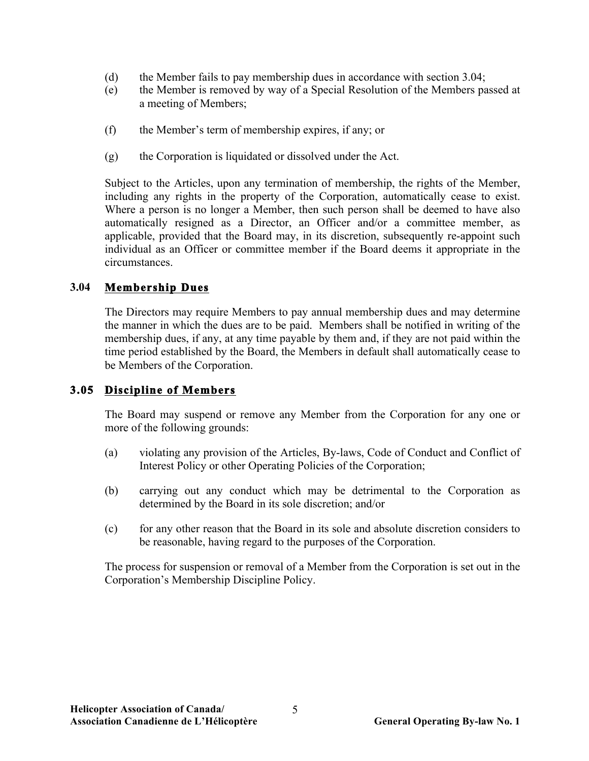(d) the Member fails to pay membership dues in accordance with section 3.04;

(e) the Member is removed by way of a Special Resolution of the Members passed at a meeting of Members;

(f) the Member's term of membership expires, if any; or

(g) the Corporation is liquidated or dissolved under the Act.

Subject to the Articles, upon any termination of membership, the rights of the Member, including any rights in the property of the Corporation, automatically cease to exist. Where a person is no longer a Member, then such person shall be deemed to have also automatically resigned as a Director, an Officer and/or a committee member, as applicable, provided that the Board may, in its discretion, subsequently re-appoint such individual as an Officer or committee member if the Board deems it appropriate in the circumstances.

### 3.04 **Membership Dues**

The Directors may require Members to pay annual membership dues and may determine the manner in which the dues are to be paid. Members shall be notified in writing of the membership dues, if any, at any time payable by them and, if they are not paid within the time period established by the Board, the Members in default shall automatically cease to be Members of the Corporation.

### 3.05 **Discipline of Members**

The Board may suspend or remove any Member from the Corporation for any one or more of the following grounds:

(a) violating any provision of the Articles, By-laws, Code of Conduct and Conflict of Interest Policy or other Operating Policies of the Corporation;

(b) carrying out any conduct which may be detrimental to the Corporation as determined by the Board in its sole discretion; and/or

(c) for any other reason that the Board in its sole and absolute discretion considers to be reasonable, having regard to the purposes of the Corporation.

The process for suspension or removal of a Member from the Corporation is set out in the Corporation's Membership Discipline Policy.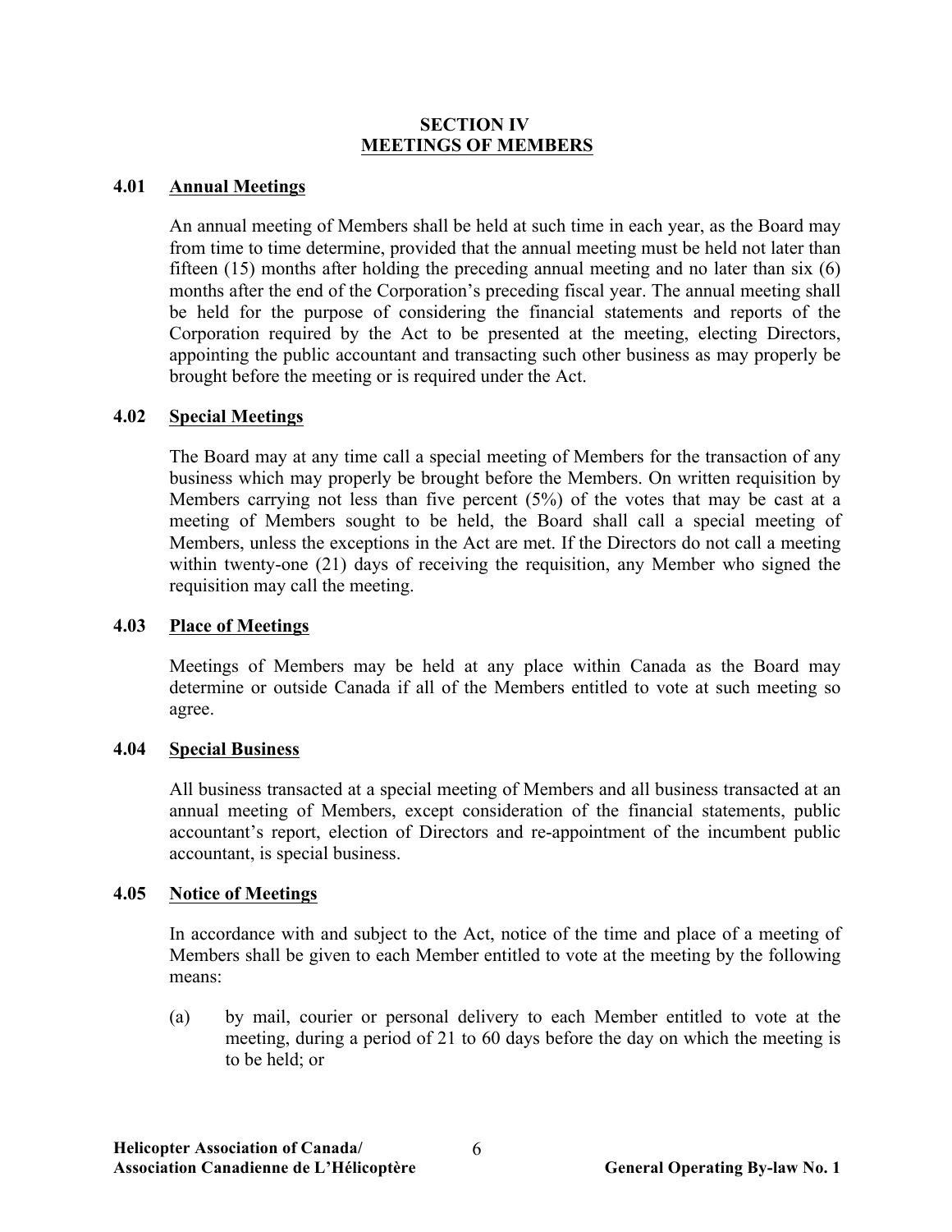## SECTION IV
## MEETINGS OF MEMBERS

### 4.01 Annual Meetings

An annual meeting of Members shall be held at such time in each year, as the Board may from time to time determine, provided that the annual meeting must be held not later than fifteen (15) months after holding the preceding annual meeting and no later than six (6) months after the end of the Corporation's preceding fiscal year. The annual meeting shall be held for the purpose of considering the financial statements and reports of the Corporation required by the Act to be presented at the meeting, electing Directors, appointing the public accountant and transacting such other business as may properly be brought before the meeting or is required under the Act.

### 4.02 Special Meetings

The Board may at any time call a special meeting of Members for the transaction of any business which may properly be brought before the Members. On written requisition by Members carrying not less than five percent (5%) of the votes that may be cast at a meeting of Members sought to be held, the Board shall call a special meeting of Members, unless the exceptions in the Act are met. If the Directors do not call a meeting within twenty-one (21) days of receiving the requisition, any Member who signed the requisition may call the meeting.

### 4.03 Place of Meetings

Meetings of Members may be held at any place within Canada as the Board may determine or outside Canada if all of the Members entitled to vote at such meeting so agree.

### 4.04 Special Business

All business transacted at a special meeting of Members and all business transacted at an annual meeting of Members, except consideration of the financial statements, public accountant's report, election of Directors and re-appointment of the incumbent public accountant, is special business.

### 4.05 Notice of Meetings

In accordance with and subject to the Act, notice of the time and place of a meeting of Members shall be given to each Member entitled to vote at the meeting by the following means:

(a) by mail, courier or personal delivery to each Member entitled to vote at the meeting, during a period of 21 to 60 days before the day on which the meeting is to be held; or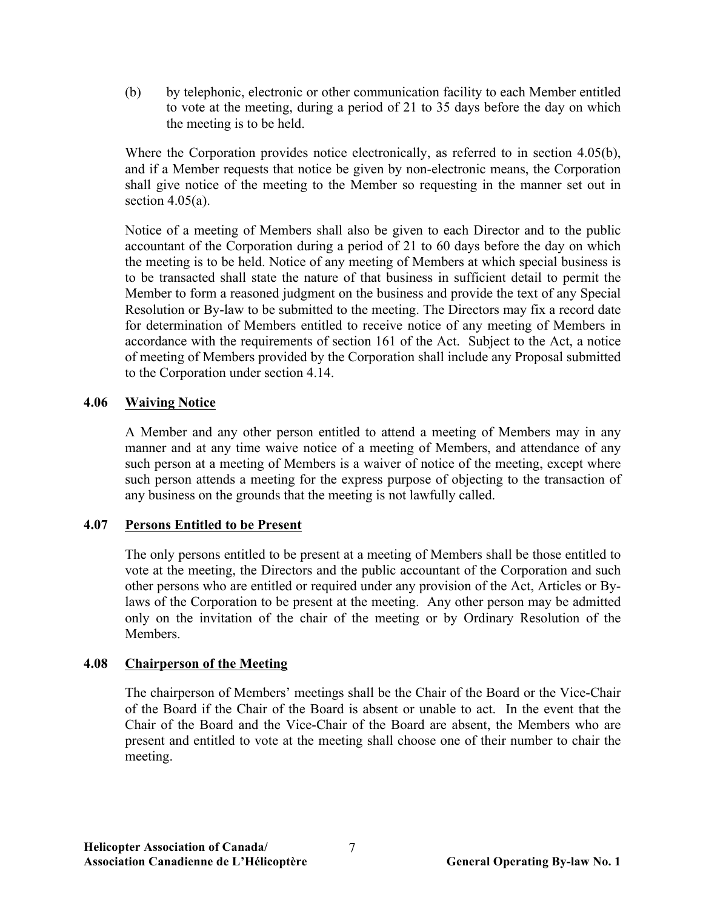(b) by telephonic, electronic or other communication facility to each Member entitled to vote at the meeting, during a period of 21 to 35 days before the day on which the meeting is to be held.

Where the Corporation provides notice electronically, as referred to in section 4.05(b), and if a Member requests that notice be given by non-electronic means, the Corporation shall give notice of the meeting to the Member so requesting in the manner set out in section 4.05(a).

Notice of a meeting of Members shall also be given to each Director and to the public accountant of the Corporation during a period of 21 to 60 days before the day on which the meeting is to be held. Notice of any meeting of Members at which special business is to be transacted shall state the nature of that business in sufficient detail to permit the Member to form a reasoned judgment on the business and provide the text of any Special Resolution or By-law to be submitted to the meeting. The Directors may fix a record date for determination of Members entitled to receive notice of any meeting of Members in accordance with the requirements of section 161 of the Act. Subject to the Act, a notice of meeting of Members provided by the Corporation shall include any Proposal submitted to the Corporation under section 4.14.

### 4.06 Waiving Notice

A Member and any other person entitled to attend a meeting of Members may in any manner and at any time waive notice of a meeting of Members, and attendance of any such person at a meeting of Members is a waiver of notice of the meeting, except where such person attends a meeting for the express purpose of objecting to the transaction of any business on the grounds that the meeting is not lawfully called.

### 4.07 Persons Entitled to be Present

The only persons entitled to be present at a meeting of Members shall be those entitled to vote at the meeting, the Directors and the public accountant of the Corporation and such other persons who are entitled or required under any provision of the Act, Articles or By-laws of the Corporation to be present at the meeting. Any other person may be admitted only on the invitation of the chair of the meeting or by Ordinary Resolution of the Members.

### 4.08 Chairperson of the Meeting

The chairperson of Members' meetings shall be the Chair of the Board or the Vice-Chair of the Board if the Chair of the Board is absent or unable to act. In the event that the Chair of the Board and the Vice-Chair of the Board are absent, the Members who are present and entitled to vote at the meeting shall choose one of their number to chair the meeting.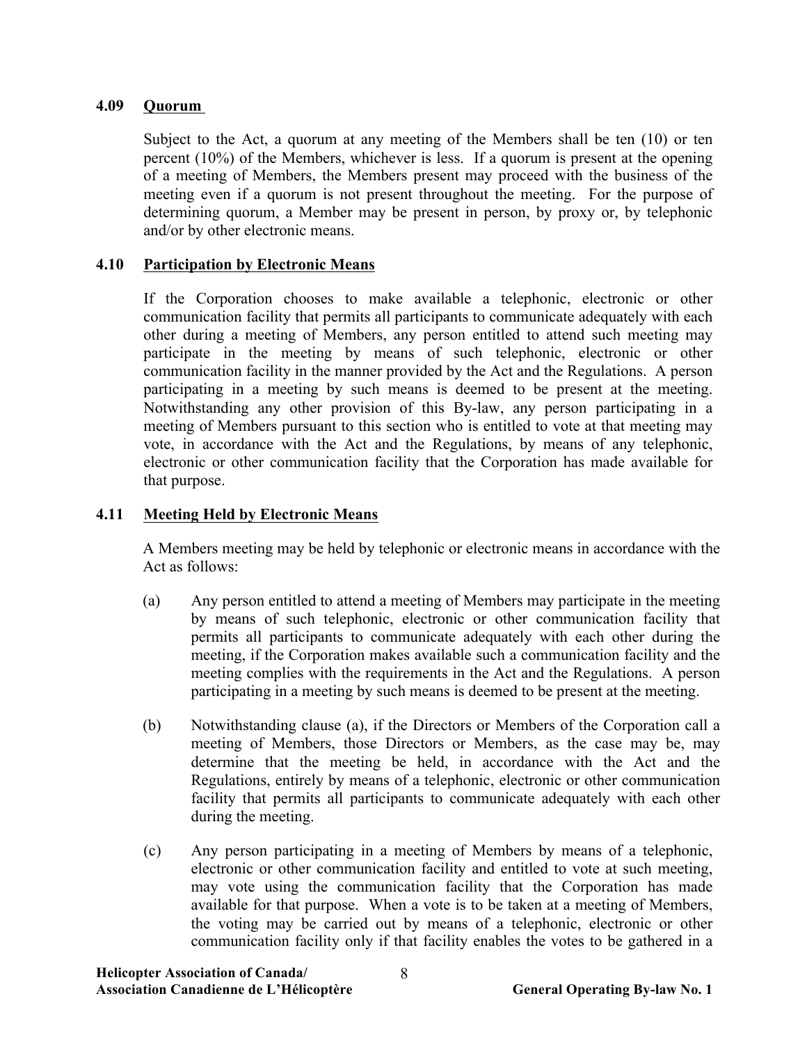### 4.09 Quorum

Subject to the Act, a quorum at any meeting of the Members shall be ten (10) or ten percent (10%) of the Members, whichever is less. If a quorum is present at the opening of a meeting of Members, the Members present may proceed with the business of the meeting even if a quorum is not present throughout the meeting. For the purpose of determining quorum, a Member may be present in person, by proxy or, by telephonic and/or by other electronic means.

### 4.10 Participation by Electronic Means

If the Corporation chooses to make available a telephonic, electronic or other communication facility that permits all participants to communicate adequately with each other during a meeting of Members, any person entitled to attend such meeting may participate in the meeting by means of such telephonic, electronic or other communication facility in the manner provided by the Act and the Regulations. A person participating in a meeting by such means is deemed to be present at the meeting. Notwithstanding any other provision of this By-law, any person participating in a meeting of Members pursuant to this section who is entitled to vote at that meeting may vote, in accordance with the Act and the Regulations, by means of any telephonic, electronic or other communication facility that the Corporation has made available for that purpose.

### 4.11 Meeting Held by Electronic Means

A Members meeting may be held by telephonic or electronic means in accordance with the Act as follows:

(a) Any person entitled to attend a meeting of Members may participate in the meeting by means of such telephonic, electronic or other communication facility that permits all participants to communicate adequately with each other during the meeting, if the Corporation makes available such a communication facility and the meeting complies with the requirements in the Act and the Regulations. A person participating in a meeting by such means is deemed to be present at the meeting.

(b) Notwithstanding clause (a), if the Directors or Members of the Corporation call a meeting of Members, those Directors or Members, as the case may be, may determine that the meeting be held, in accordance with the Act and the Regulations, entirely by means of a telephonic, electronic or other communication facility that permits all participants to communicate adequately with each other during the meeting.

(c) Any person participating in a meeting of Members by means of a telephonic, electronic or other communication facility and entitled to vote at such meeting, may vote using the communication facility that the Corporation has made available for that purpose. When a vote is to be taken at a meeting of Members, the voting may be carried out by means of a telephonic, electronic or other communication facility only if that facility enables the votes to be gathered in a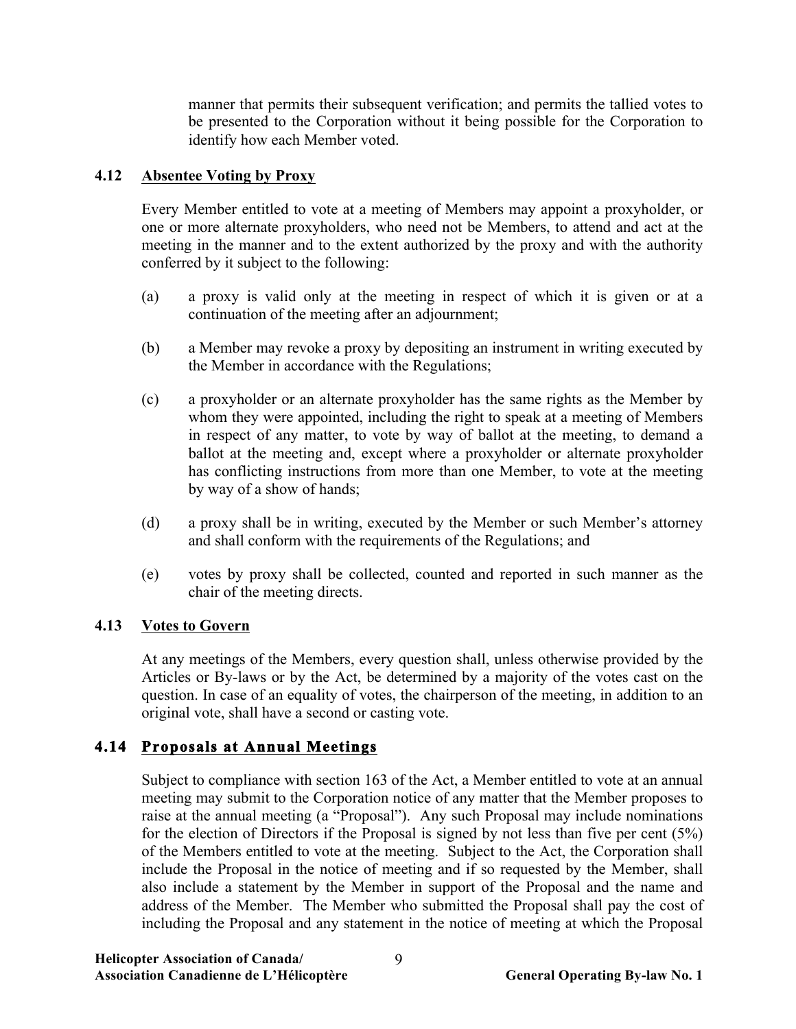manner that permits their subsequent verification; and permits the tallied votes to be presented to the Corporation without it being possible for the Corporation to identify how each Member voted.

### 4.12 Absentee Voting by Proxy

Every Member entitled to vote at a meeting of Members may appoint a proxyholder, or one or more alternate proxyholders, who need not be Members, to attend and act at the meeting in the manner and to the extent authorized by the proxy and with the authority conferred by it subject to the following:

(a) a proxy is valid only at the meeting in respect of which it is given or at a continuation of the meeting after an adjournment;

(b) a Member may revoke a proxy by depositing an instrument in writing executed by the Member in accordance with the Regulations;

(c) a proxyholder or an alternate proxyholder has the same rights as the Member by whom they were appointed, including the right to speak at a meeting of Members in respect of any matter, to vote by way of ballot at the meeting, to demand a ballot at the meeting and, except where a proxyholder or alternate proxyholder has conflicting instructions from more than one Member, to vote at the meeting by way of a show of hands;

(d) a proxy shall be in writing, executed by the Member or such Member's attorney and shall conform with the requirements of the Regulations; and

(e) votes by proxy shall be collected, counted and reported in such manner as the chair of the meeting directs.

### 4.13 Votes to Govern

At any meetings of the Members, every question shall, unless otherwise provided by the Articles or By-laws or by the Act, be determined by a majority of the votes cast on the question. In case of an equality of votes, the chairperson of the meeting, in addition to an original vote, shall have a second or casting vote.

### 4.14 Proposals at Annual Meetings

Subject to compliance with section 163 of the Act, a Member entitled to vote at an annual meeting may submit to the Corporation notice of any matter that the Member proposes to raise at the annual meeting (a "Proposal"). Any such Proposal may include nominations for the election of Directors if the Proposal is signed by not less than five per cent (5%) of the Members entitled to vote at the meeting. Subject to the Act, the Corporation shall include the Proposal in the notice of meeting and if so requested by the Member, shall also include a statement by the Member in support of the Proposal and the name and address of the Member. The Member who submitted the Proposal shall pay the cost of including the Proposal and any statement in the notice of meeting at which the Proposal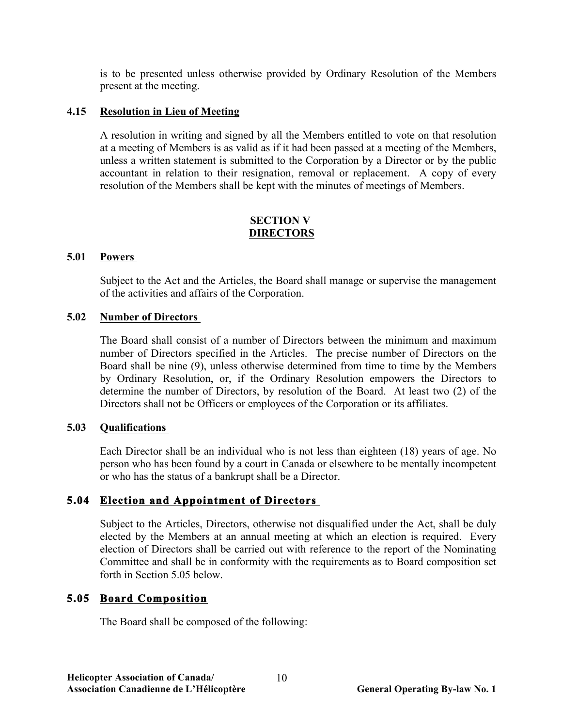is to be presented unless otherwise provided by Ordinary Resolution of the Members present at the meeting.

### 4.15 Resolution in Lieu of Meeting

A resolution in writing and signed by all the Members entitled to vote on that resolution at a meeting of Members is as valid as if it had been passed at a meeting of the Members, unless a written statement is submitted to the Corporation by a Director or by the public accountant in relation to their resignation, removal or replacement. A copy of every resolution of the Members shall be kept with the minutes of meetings of Members.

## SECTION V
## DIRECTORS

### 5.01 Powers

Subject to the Act and the Articles, the Board shall manage or supervise the management of the activities and affairs of the Corporation.

### 5.02 Number of Directors

The Board shall consist of a number of Directors between the minimum and maximum number of Directors specified in the Articles. The precise number of Directors on the Board shall be nine (9), unless otherwise determined from time to time by the Members by Ordinary Resolution, or, if the Ordinary Resolution empowers the Directors to determine the number of Directors, by resolution of the Board. At least two (2) of the Directors shall not be Officers or employees of the Corporation or its affiliates.

### 5.03 Qualifications

Each Director shall be an individual who is not less than eighteen (18) years of age. No person who has been found by a court in Canada or elsewhere to be mentally incompetent or who has the status of a bankrupt shall be a Director.

### 5.04 Election and Appointment of Directors

Subject to the Articles, Directors, otherwise not disqualified under the Act, shall be duly elected by the Members at an annual meeting at which an election is required. Every election of Directors shall be carried out with reference to the report of the Nominating Committee and shall be in conformity with the requirements as to Board composition set forth in Section 5.05 below.

### 5.05 Board Composition

The Board shall be composed of the following: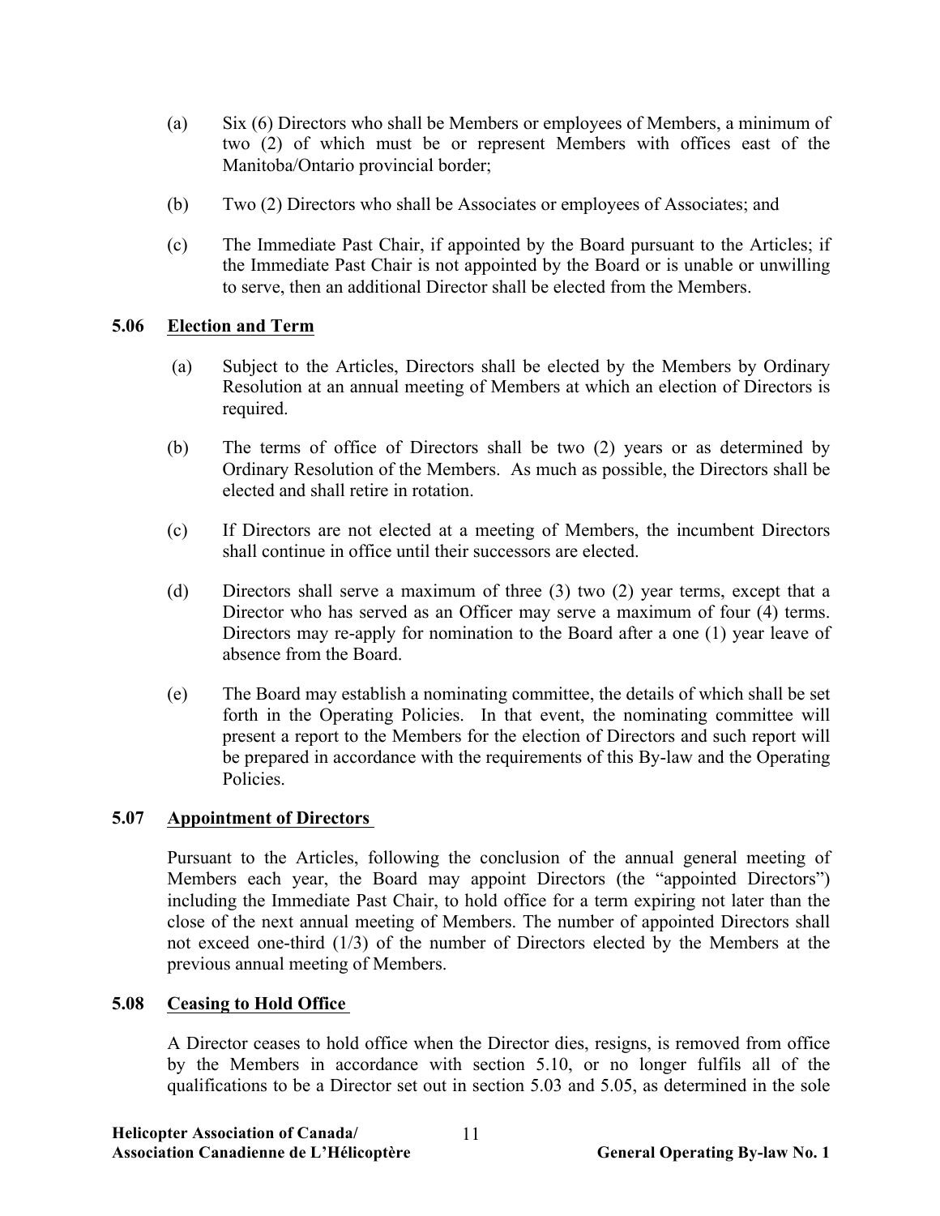(a) Six (6) Directors who shall be Members or employees of Members, a minimum of two (2) of which must be or represent Members with offices east of the Manitoba/Ontario provincial border;

(b) Two (2) Directors who shall be Associates or employees of Associates; and

(c) The Immediate Past Chair, if appointed by the Board pursuant to the Articles; if the Immediate Past Chair is not appointed by the Board or is unable or unwilling to serve, then an additional Director shall be elected from the Members.

### 5.06 Election and Term

(a) Subject to the Articles, Directors shall be elected by the Members by Ordinary Resolution at an annual meeting of Members at which an election of Directors is required.

(b) The terms of office of Directors shall be two (2) years or as determined by Ordinary Resolution of the Members. As much as possible, the Directors shall be elected and shall retire in rotation.

(c) If Directors are not elected at a meeting of Members, the incumbent Directors shall continue in office until their successors are elected.

(d) Directors shall serve a maximum of three (3) two (2) year terms, except that a Director who has served as an Officer may serve a maximum of four (4) terms. Directors may re-apply for nomination to the Board after a one (1) year leave of absence from the Board.

(e) The Board may establish a nominating committee, the details of which shall be set forth in the Operating Policies. In that event, the nominating committee will present a report to the Members for the election of Directors and such report will be prepared in accordance with the requirements of this By-law and the Operating Policies.

### 5.07 Appointment of Directors

Pursuant to the Articles, following the conclusion of the annual general meeting of Members each year, the Board may appoint Directors (the "appointed Directors") including the Immediate Past Chair, to hold office for a term expiring not later than the close of the next annual meeting of Members. The number of appointed Directors shall not exceed one-third (1/3) of the number of Directors elected by the Members at the previous annual meeting of Members.

### 5.08 Ceasing to Hold Office

A Director ceases to hold office when the Director dies, resigns, is removed from office by the Members in accordance with section 5.10, or no longer fulfils all of the qualifications to be a Director set out in section 5.03 and 5.05, as determined in the sole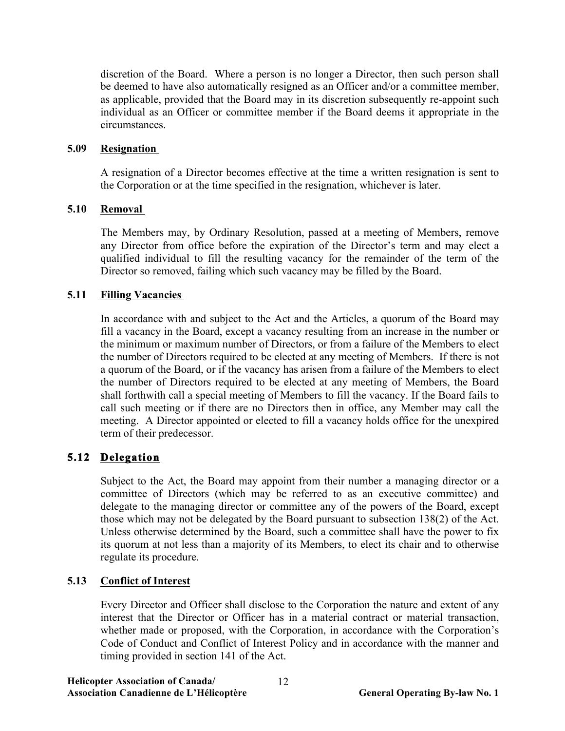discretion of the Board. Where a person is no longer a Director, then such person shall be deemed to have also automatically resigned as an Officer and/or a committee member, as applicable, provided that the Board may in its discretion subsequently re-appoint such individual as an Officer or committee member if the Board deems it appropriate in the circumstances.

### 5.09 Resignation

A resignation of a Director becomes effective at the time a written resignation is sent to the Corporation or at the time specified in the resignation, whichever is later.

### 5.10 Removal

The Members may, by Ordinary Resolution, passed at a meeting of Members, remove any Director from office before the expiration of the Director's term and may elect a qualified individual to fill the resulting vacancy for the remainder of the term of the Director so removed, failing which such vacancy may be filled by the Board.

### 5.11 Filling Vacancies

In accordance with and subject to the Act and the Articles, a quorum of the Board may fill a vacancy in the Board, except a vacancy resulting from an increase in the number or the minimum or maximum number of Directors, or from a failure of the Members to elect the number of Directors required to be elected at any meeting of Members. If there is not a quorum of the Board, or if the vacancy has arisen from a failure of the Members to elect the number of Directors required to be elected at any meeting of Members, the Board shall forthwith call a special meeting of Members to fill the vacancy. If the Board fails to call such meeting or if there are no Directors then in office, any Member may call the meeting. A Director appointed or elected to fill a vacancy holds office for the unexpired term of their predecessor.

### 5.12 Delegation

Subject to the Act, the Board may appoint from their number a managing director or a committee of Directors (which may be referred to as an executive committee) and delegate to the managing director or committee any of the powers of the Board, except those which may not be delegated by the Board pursuant to subsection 138(2) of the Act. Unless otherwise determined by the Board, such a committee shall have the power to fix its quorum at not less than a majority of its Members, to elect its chair and to otherwise regulate its procedure.

### 5.13 Conflict of Interest

Every Director and Officer shall disclose to the Corporation the nature and extent of any interest that the Director or Officer has in a material contract or material transaction, whether made or proposed, with the Corporation, in accordance with the Corporation's Code of Conduct and Conflict of Interest Policy and in accordance with the manner and timing provided in section 141 of the Act.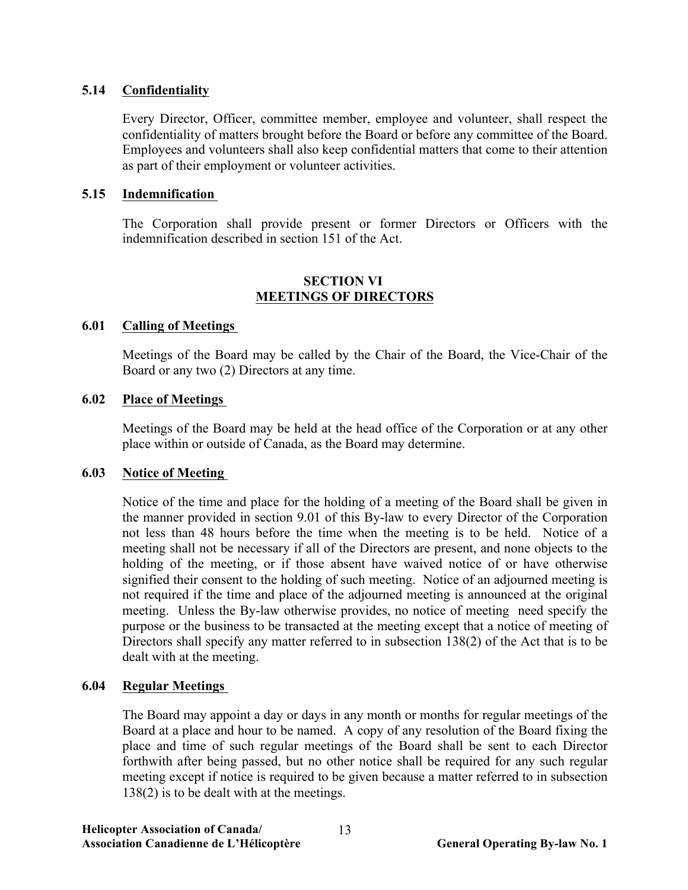### 5.14 Confidentiality

Every Director, Officer, committee member, employee and volunteer, shall respect the confidentiality of matters brought before the Board or before any committee of the Board. Employees and volunteers shall also keep confidential matters that come to their attention as part of their employment or volunteer activities.

### 5.15 Indemnification

The Corporation shall provide present or former Directors or Officers with the indemnification described in section 151 of the Act.

## SECTION VI
## MEETINGS OF DIRECTORS

### 6.01 Calling of Meetings

Meetings of the Board may be called by the Chair of the Board, the Vice-Chair of the Board or any two (2) Directors at any time.

### 6.02 Place of Meetings

Meetings of the Board may be held at the head office of the Corporation or at any other place within or outside of Canada, as the Board may determine.

### 6.03 Notice of Meeting

Notice of the time and place for the holding of a meeting of the Board shall be given in the manner provided in section 9.01 of this By-law to every Director of the Corporation not less than 48 hours before the time when the meeting is to be held. Notice of a meeting shall not be necessary if all of the Directors are present, and none objects to the holding of the meeting, or if those absent have waived notice of or have otherwise signified their consent to the holding of such meeting. Notice of an adjourned meeting is not required if the time and place of the adjourned meeting is announced at the original meeting. Unless the By-law otherwise provides, no notice of meeting need specify the purpose or the business to be transacted at the meeting except that a notice of meeting of Directors shall specify any matter referred to in subsection 138(2) of the Act that is to be dealt with at the meeting.

### 6.04 Regular Meetings

The Board may appoint a day or days in any month or months for regular meetings of the Board at a place and hour to be named. A copy of any resolution of the Board fixing the place and time of such regular meetings of the Board shall be sent to each Director forthwith after being passed, but no other notice shall be required for any such regular meeting except if notice is required to be given because a matter referred to in subsection 138(2) is to be dealt with at the meetings.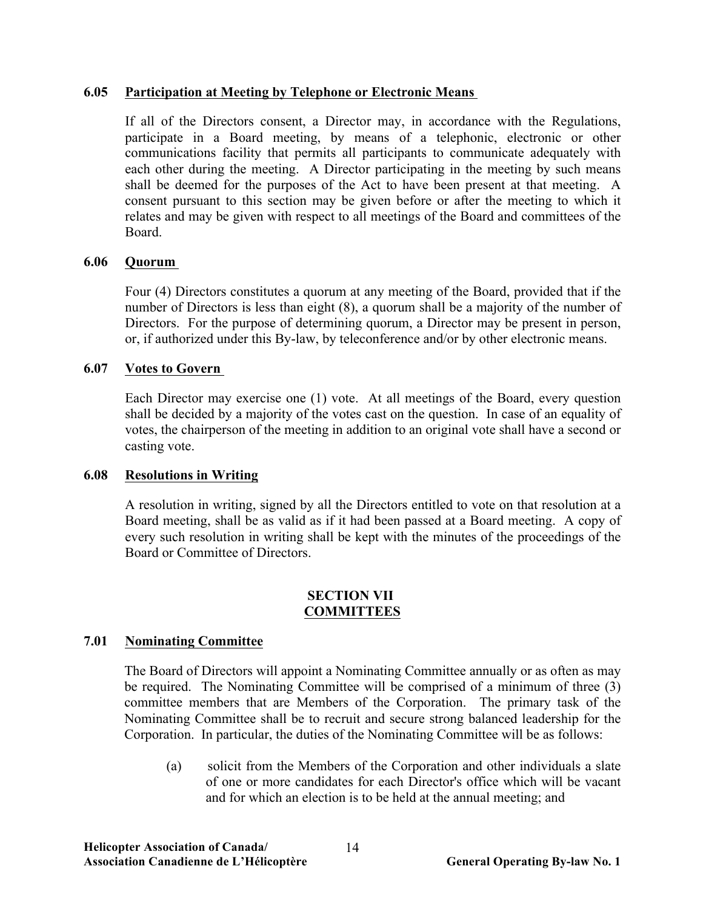### 6.05 Participation at Meeting by Telephone or Electronic Means

If all of the Directors consent, a Director may, in accordance with the Regulations, participate in a Board meeting, by means of a telephonic, electronic or other communications facility that permits all participants to communicate adequately with each other during the meeting. A Director participating in the meeting by such means shall be deemed for the purposes of the Act to have been present at that meeting. A consent pursuant to this section may be given before or after the meeting to which it relates and may be given with respect to all meetings of the Board and committees of the Board.

### 6.06 Quorum

Four (4) Directors constitutes a quorum at any meeting of the Board, provided that if the number of Directors is less than eight (8), a quorum shall be a majority of the number of Directors. For the purpose of determining quorum, a Director may be present in person, or, if authorized under this By-law, by teleconference and/or by other electronic means.

### 6.07 Votes to Govern

Each Director may exercise one (1) vote. At all meetings of the Board, every question shall be decided by a majority of the votes cast on the question. In case of an equality of votes, the chairperson of the meeting in addition to an original vote shall have a second or casting vote.

### 6.08 Resolutions in Writing

A resolution in writing, signed by all the Directors entitled to vote on that resolution at a Board meeting, shall be as valid as if it had been passed at a Board meeting. A copy of every such resolution in writing shall be kept with the minutes of the proceedings of the Board or Committee of Directors.

## SECTION VII
## COMMITTEES

### 7.01 Nominating Committee

The Board of Directors will appoint a Nominating Committee annually or as often as may be required. The Nominating Committee will be comprised of a minimum of three (3) committee members that are Members of the Corporation. The primary task of the Nominating Committee shall be to recruit and secure strong balanced leadership for the Corporation. In particular, the duties of the Nominating Committee will be as follows:

(a) solicit from the Members of the Corporation and other individuals a slate of one or more candidates for each Director's office which will be vacant and for which an election is to be held at the annual meeting; and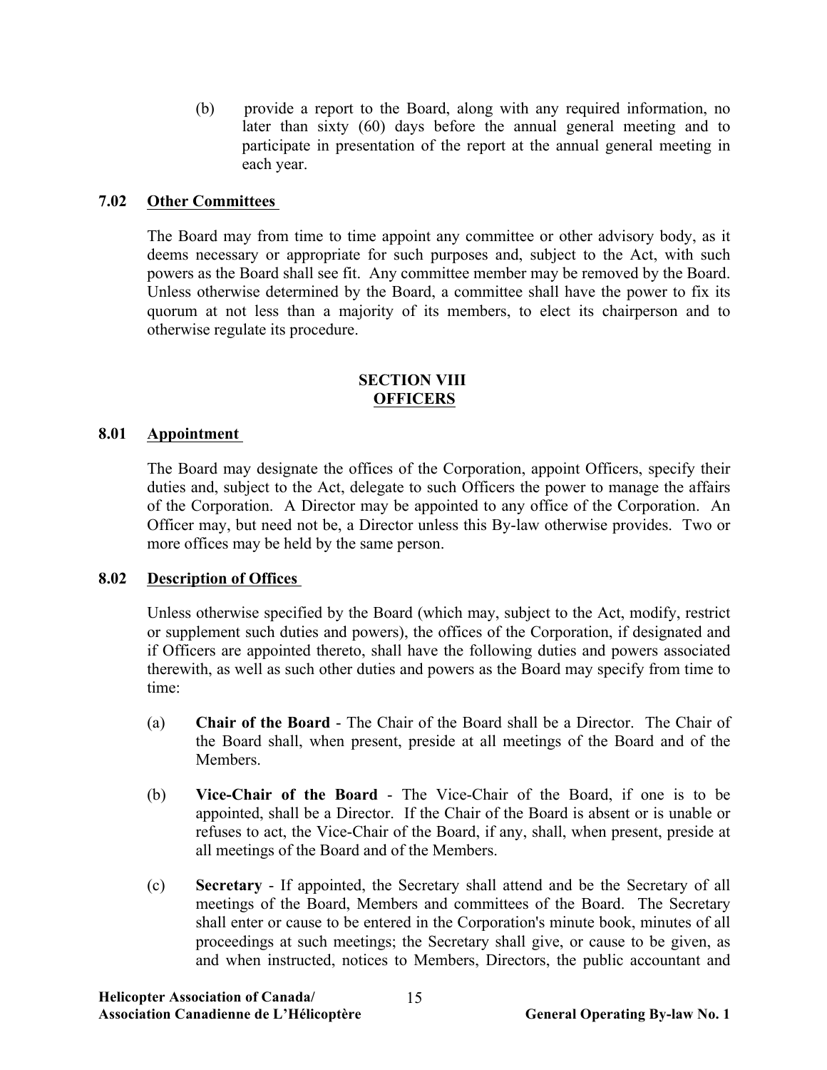(b) provide a report to the Board, along with any required information, no later than sixty (60) days before the annual general meeting and to participate in presentation of the report at the annual general meeting in each year.

**7.02 Other Committees**

The Board may from time to time appoint any committee or other advisory body, as it deems necessary or appropriate for such purposes and, subject to the Act, with such powers as the Board shall see fit. Any committee member may be removed by the Board. Unless otherwise determined by the Board, a committee shall have the power to fix its quorum at not less than a majority of its members, to elect its chairperson and to otherwise regulate its procedure.

## SECTION VIII
## OFFICERS

**8.01 Appointment**

The Board may designate the offices of the Corporation, appoint Officers, specify their duties and, subject to the Act, delegate to such Officers the power to manage the affairs of the Corporation. A Director may be appointed to any office of the Corporation. An Officer may, but need not be, a Director unless this By-law otherwise provides. Two or more offices may be held by the same person.

**8.02 Description of Offices**

Unless otherwise specified by the Board (which may, subject to the Act, modify, restrict or supplement such duties and powers), the offices of the Corporation, if designated and if Officers are appointed thereto, shall have the following duties and powers associated therewith, as well as such other duties and powers as the Board may specify from time to time:

(a) **Chair of the Board** - The Chair of the Board shall be a Director. The Chair of the Board shall, when present, preside at all meetings of the Board and of the Members.

(b) **Vice-Chair of the Board** - The Vice-Chair of the Board, if one is to be appointed, shall be a Director. If the Chair of the Board is absent or is unable or refuses to act, the Vice-Chair of the Board, if any, shall, when present, preside at all meetings of the Board and of the Members.

(c) **Secretary** - If appointed, the Secretary shall attend and be the Secretary of all meetings of the Board, Members and committees of the Board. The Secretary shall enter or cause to be entered in the Corporation's minute book, minutes of all proceedings at such meetings; the Secretary shall give, or cause to be given, as and when instructed, notices to Members, Directors, the public accountant and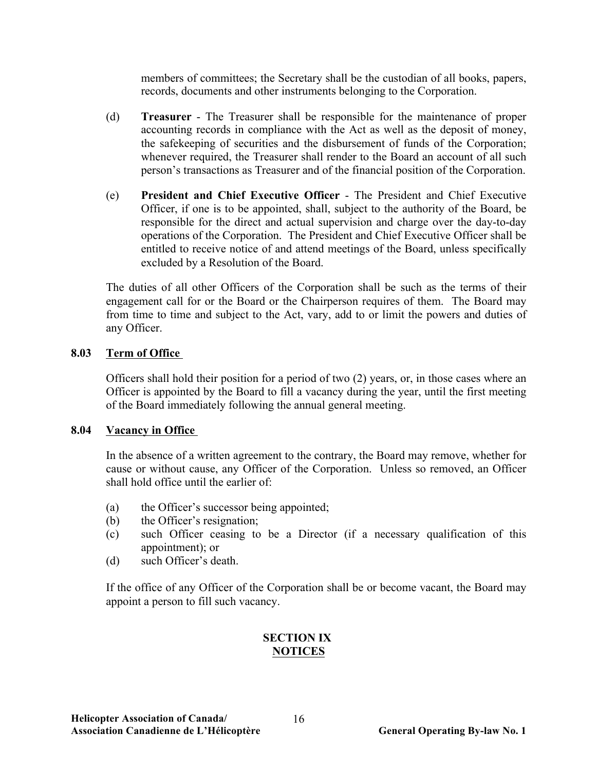members of committees; the Secretary shall be the custodian of all books, papers, records, documents and other instruments belonging to the Corporation.

(d) **Treasurer** - The Treasurer shall be responsible for the maintenance of proper accounting records in compliance with the Act as well as the deposit of money, the safekeeping of securities and the disbursement of funds of the Corporation; whenever required, the Treasurer shall render to the Board an account of all such person's transactions as Treasurer and of the financial position of the Corporation.

(e) **President and Chief Executive Officer** - The President and Chief Executive Officer, if one is to be appointed, shall, subject to the authority of the Board, be responsible for the direct and actual supervision and charge over the day-to-day operations of the Corporation. The President and Chief Executive Officer shall be entitled to receive notice of and attend meetings of the Board, unless specifically excluded by a Resolution of the Board.

The duties of all other Officers of the Corporation shall be such as the terms of their engagement call for or the Board or the Chairperson requires of them. The Board may from time to time and subject to the Act, vary, add to or limit the powers and duties of any Officer.

### 8.03 Term of Office

Officers shall hold their position for a period of two (2) years, or, in those cases where an Officer is appointed by the Board to fill a vacancy during the year, until the first meeting of the Board immediately following the annual general meeting.

### 8.04 Vacancy in Office

In the absence of a written agreement to the contrary, the Board may remove, whether for cause or without cause, any Officer of the Corporation. Unless so removed, an Officer shall hold office until the earlier of:

(a) the Officer's successor being appointed;
(b) the Officer's resignation;
(c) such Officer ceasing to be a Director (if a necessary qualification of this appointment); or
(d) such Officer's death.

If the office of any Officer of the Corporation shall be or become vacant, the Board may appoint a person to fill such vacancy.

## SECTION IX
## NOTICES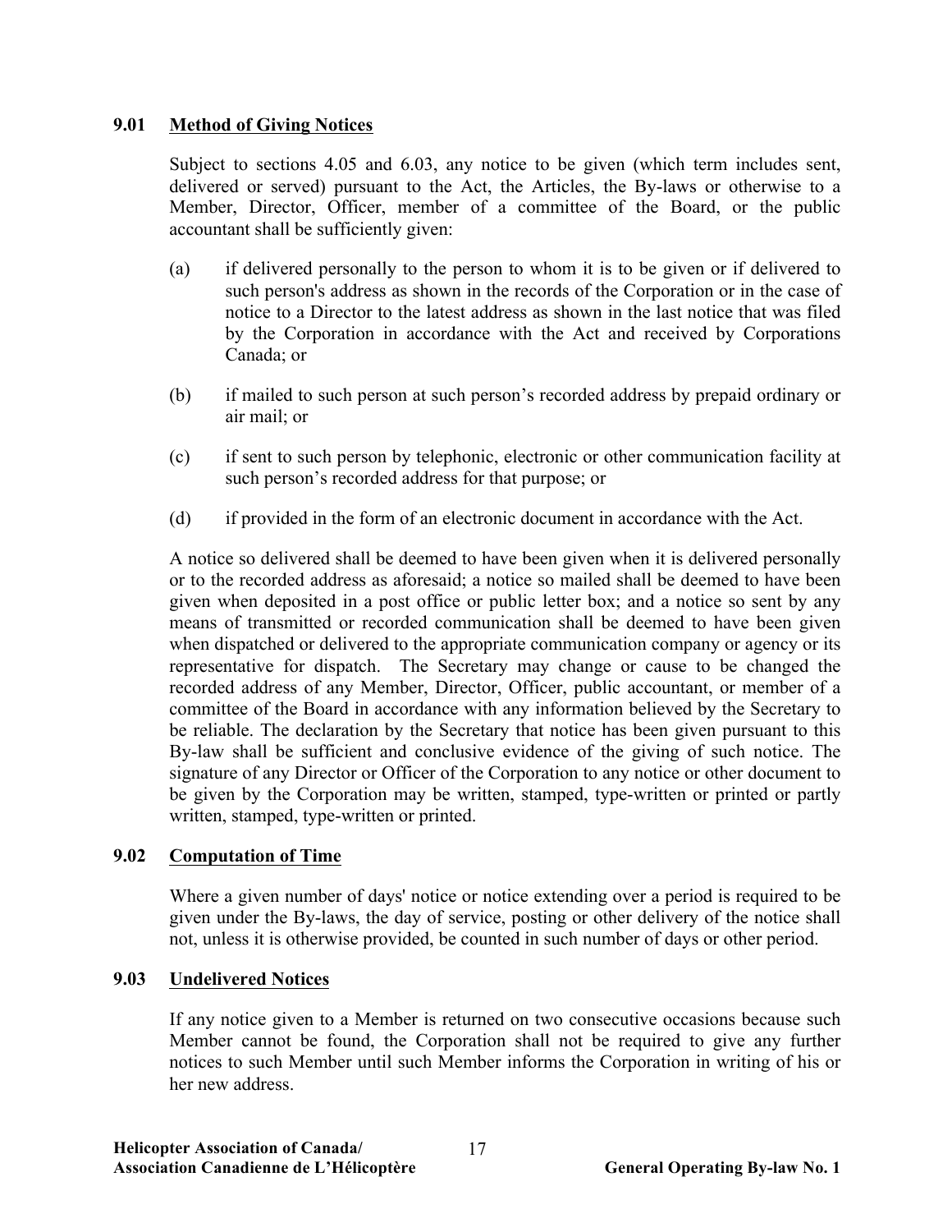### 9.01 Method of Giving Notices

Subject to sections 4.05 and 6.03, any notice to be given (which term includes sent, delivered or served) pursuant to the Act, the Articles, the By-laws or otherwise to a Member, Director, Officer, member of a committee of the Board, or the public accountant shall be sufficiently given:

(a) if delivered personally to the person to whom it is to be given or if delivered to such person's address as shown in the records of the Corporation or in the case of notice to a Director to the latest address as shown in the last notice that was filed by the Corporation in accordance with the Act and received by Corporations Canada; or

(b) if mailed to such person at such person's recorded address by prepaid ordinary or air mail; or

(c) if sent to such person by telephonic, electronic or other communication facility at such person's recorded address for that purpose; or

(d) if provided in the form of an electronic document in accordance with the Act.

A notice so delivered shall be deemed to have been given when it is delivered personally or to the recorded address as aforesaid; a notice so mailed shall be deemed to have been given when deposited in a post office or public letter box; and a notice so sent by any means of transmitted or recorded communication shall be deemed to have been given when dispatched or delivered to the appropriate communication company or agency or its representative for dispatch. The Secretary may change or cause to be changed the recorded address of any Member, Director, Officer, public accountant, or member of a committee of the Board in accordance with any information believed by the Secretary to be reliable. The declaration by the Secretary that notice has been given pursuant to this By-law shall be sufficient and conclusive evidence of the giving of such notice. The signature of any Director or Officer of the Corporation to any notice or other document to be given by the Corporation may be written, stamped, type-written or printed or partly written, stamped, type-written or printed.

### 9.02 Computation of Time

Where a given number of days' notice or notice extending over a period is required to be given under the By-laws, the day of service, posting or other delivery of the notice shall not, unless it is otherwise provided, be counted in such number of days or other period.

### 9.03 Undelivered Notices

If any notice given to a Member is returned on two consecutive occasions because such Member cannot be found, the Corporation shall not be required to give any further notices to such Member until such Member informs the Corporation in writing of his or her new address.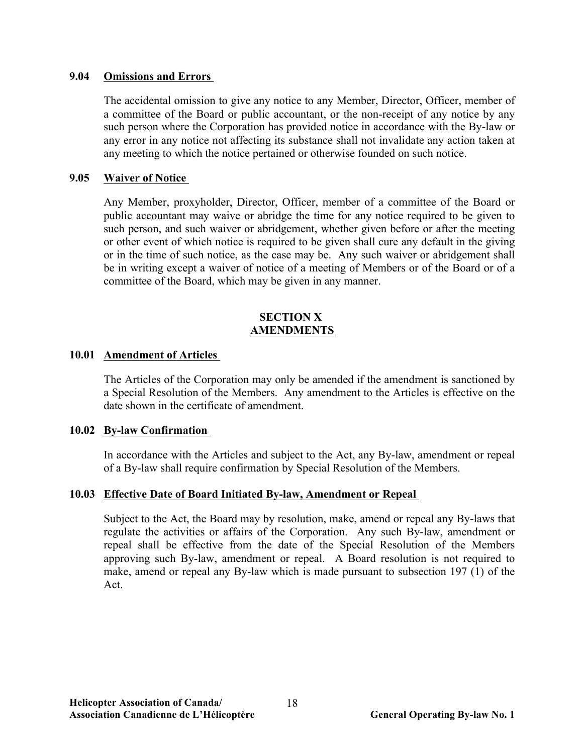### 9.04 Omissions and Errors

The accidental omission to give any notice to any Member, Director, Officer, member of a committee of the Board or public accountant, or the non-receipt of any notice by any such person where the Corporation has provided notice in accordance with the By-law or any error in any notice not affecting its substance shall not invalidate any action taken at any meeting to which the notice pertained or otherwise founded on such notice.

### 9.05 Waiver of Notice

Any Member, proxyholder, Director, Officer, member of a committee of the Board or public accountant may waive or abridge the time for any notice required to be given to such person, and such waiver or abridgement, whether given before or after the meeting or other event of which notice is required to be given shall cure any default in the giving or in the time of such notice, as the case may be. Any such waiver or abridgement shall be in writing except a waiver of notice of a meeting of Members or of the Board or of a committee of the Board, which may be given in any manner.

## SECTION X
## AMENDMENTS

### 10.01 Amendment of Articles

The Articles of the Corporation may only be amended if the amendment is sanctioned by a Special Resolution of the Members. Any amendment to the Articles is effective on the date shown in the certificate of amendment.

### 10.02 By-law Confirmation

In accordance with the Articles and subject to the Act, any By-law, amendment or repeal of a By-law shall require confirmation by Special Resolution of the Members.

### 10.03 Effective Date of Board Initiated By-law, Amendment or Repeal

Subject to the Act, the Board may by resolution, make, amend or repeal any By-laws that regulate the activities or affairs of the Corporation. Any such By-law, amendment or repeal shall be effective from the date of the Special Resolution of the Members approving such By-law, amendment or repeal. A Board resolution is not required to make, amend or repeal any By-law which is made pursuant to subsection 197 (1) of the Act.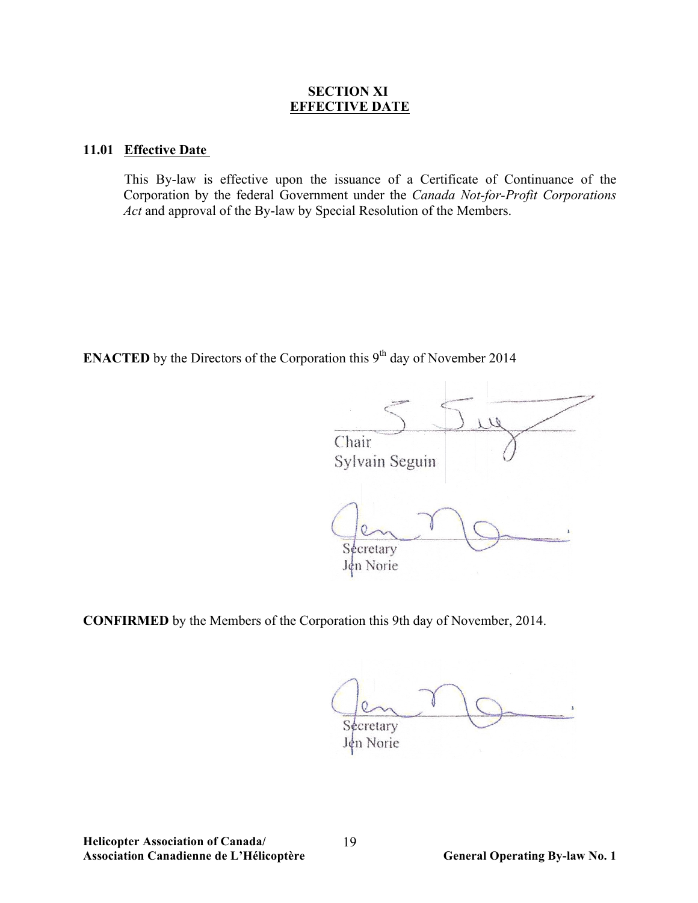## SECTION XI
## EFFECTIVE DATE

**11.01 Effective Date**

This By-law is effective upon the issuance of a Certificate of Continuance of the Corporation by the federal Government under the *Canada Not-for-Profit Corporations Act* and approval of the By-law by Special Resolution of the Members.

**ENACTED** by the Directors of the Corporation this 9th day of November 2014

Chair
Sylvain Seguin

Secretary
Jen Norie

**CONFIRMED** by the Members of the Corporation this 9th day of November, 2014.

Secretary
Jen Norie